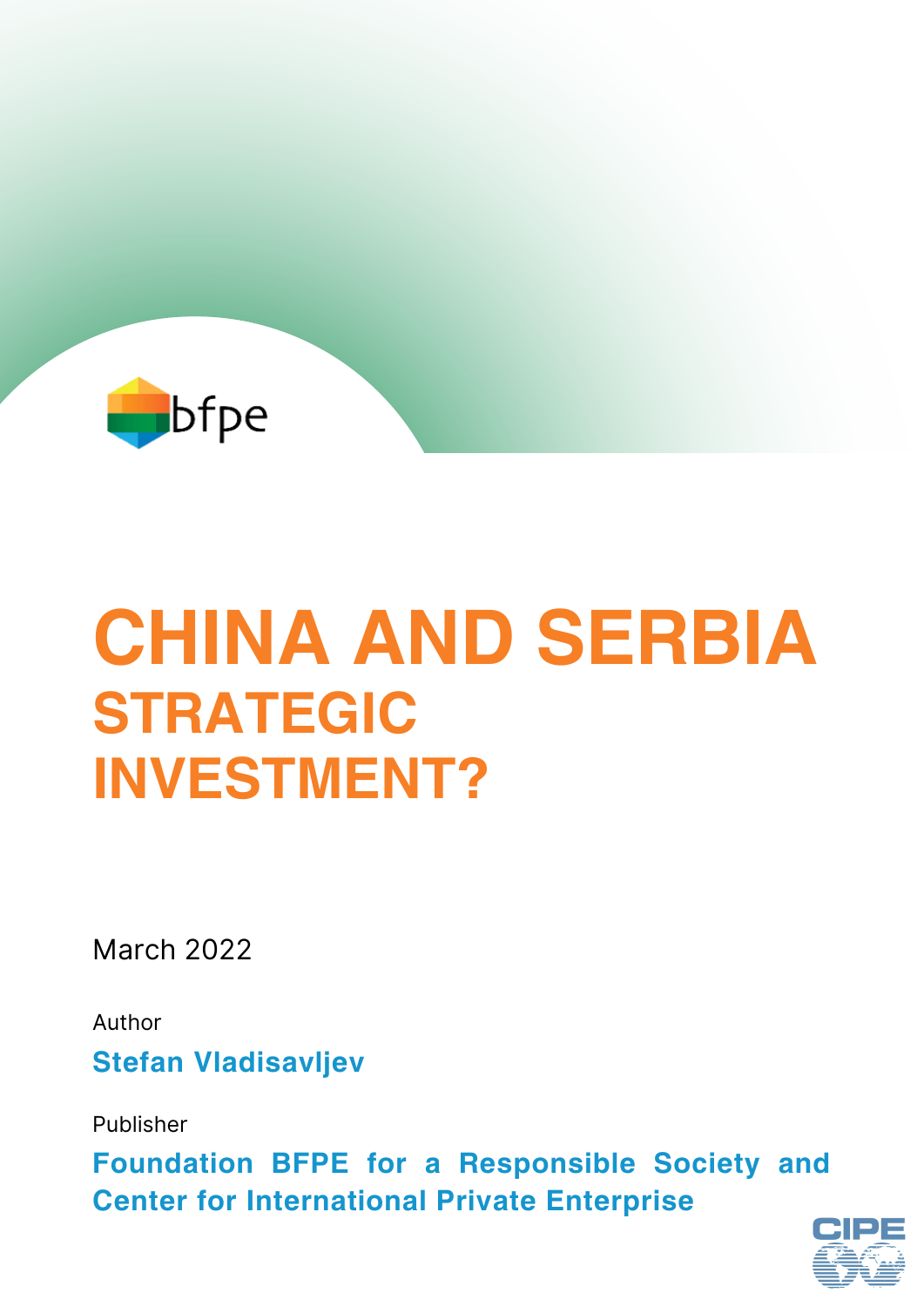bfpe

# CHINA AND SERBIA
## STRATEGIC INVESTMENT?

March 2022

Author

**Stefan Vladisavljev**

Publisher

**Foundation BFPE for a Responsible Society and Center for International Private Enterprise**

CIPE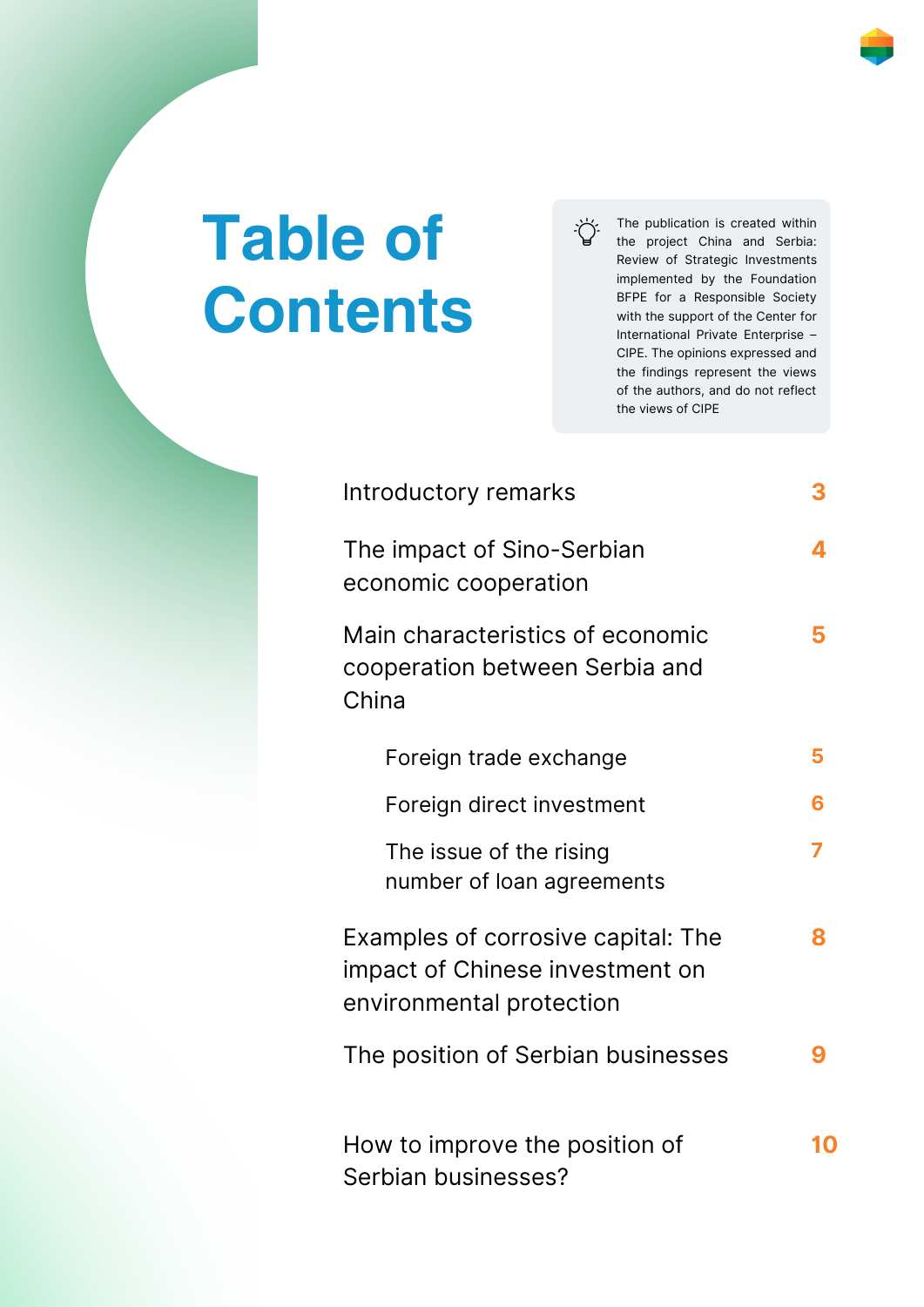# Table of Contents

The publication is created within the project China and Serbia: Review of Strategic Investments implemented by the Foundation BFPE for a Responsible Society with the support of the Center for International Private Enterprise – CIPE. The opinions expressed and the findings represent the views of the authors, and do not reflect the views of CIPE

| | |
|---|---|
| Introductory remarks | 3 |
| The impact of Sino-Serbian economic cooperation | 4 |
| Main characteristics of economic cooperation between Serbia and China | 5 |
| &nbsp;&nbsp;&nbsp;&nbsp;Foreign trade exchange | 5 |
| &nbsp;&nbsp;&nbsp;&nbsp;Foreign direct investment | 6 |
| &nbsp;&nbsp;&nbsp;&nbsp;The issue of the rising number of loan agreements | 7 |
| Examples of corrosive capital: The impact of Chinese investment on environmental protection | 8 |
| The position of Serbian businesses | 9 |
| How to improve the position of Serbian businesses? | 10 |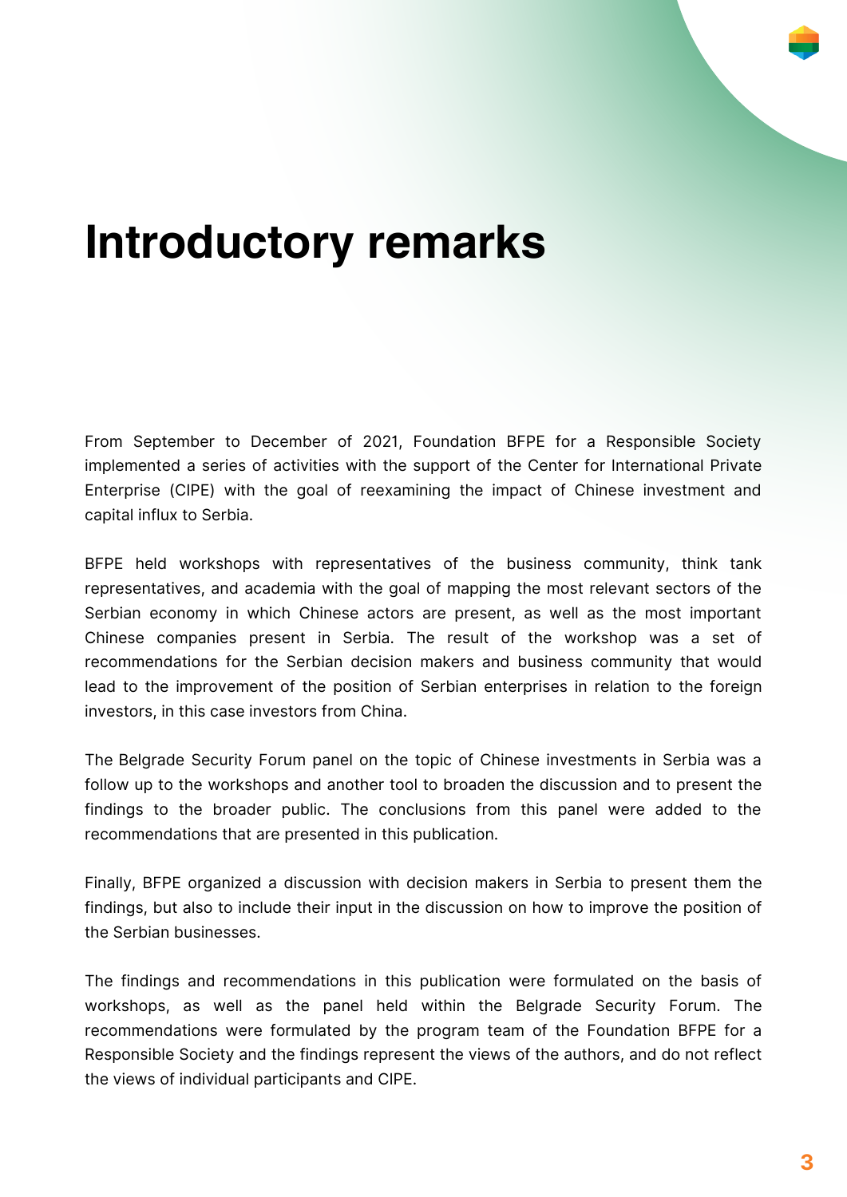# Introductory remarks

From September to December of 2021, Foundation BFPE for a Responsible Society implemented a series of activities with the support of the Center for International Private Enterprise (CIPE) with the goal of reexamining the impact of Chinese investment and capital influx to Serbia.

BFPE held workshops with representatives of the business community, think tank representatives, and academia with the goal of mapping the most relevant sectors of the Serbian economy in which Chinese actors are present, as well as the most important Chinese companies present in Serbia. The result of the workshop was a set of recommendations for the Serbian decision makers and business community that would lead to the improvement of the position of Serbian enterprises in relation to the foreign investors, in this case investors from China.

The Belgrade Security Forum panel on the topic of Chinese investments in Serbia was a follow up to the workshops and another tool to broaden the discussion and to present the findings to the broader public. The conclusions from this panel were added to the recommendations that are presented in this publication.

Finally, BFPE organized a discussion with decision makers in Serbia to present them the findings, but also to include their input in the discussion on how to improve the position of the Serbian businesses.

The findings and recommendations in this publication were formulated on the basis of workshops, as well as the panel held within the Belgrade Security Forum. The recommendations were formulated by the program team of the Foundation BFPE for a Responsible Society and the findings represent the views of the authors, and do not reflect the views of individual participants and CIPE.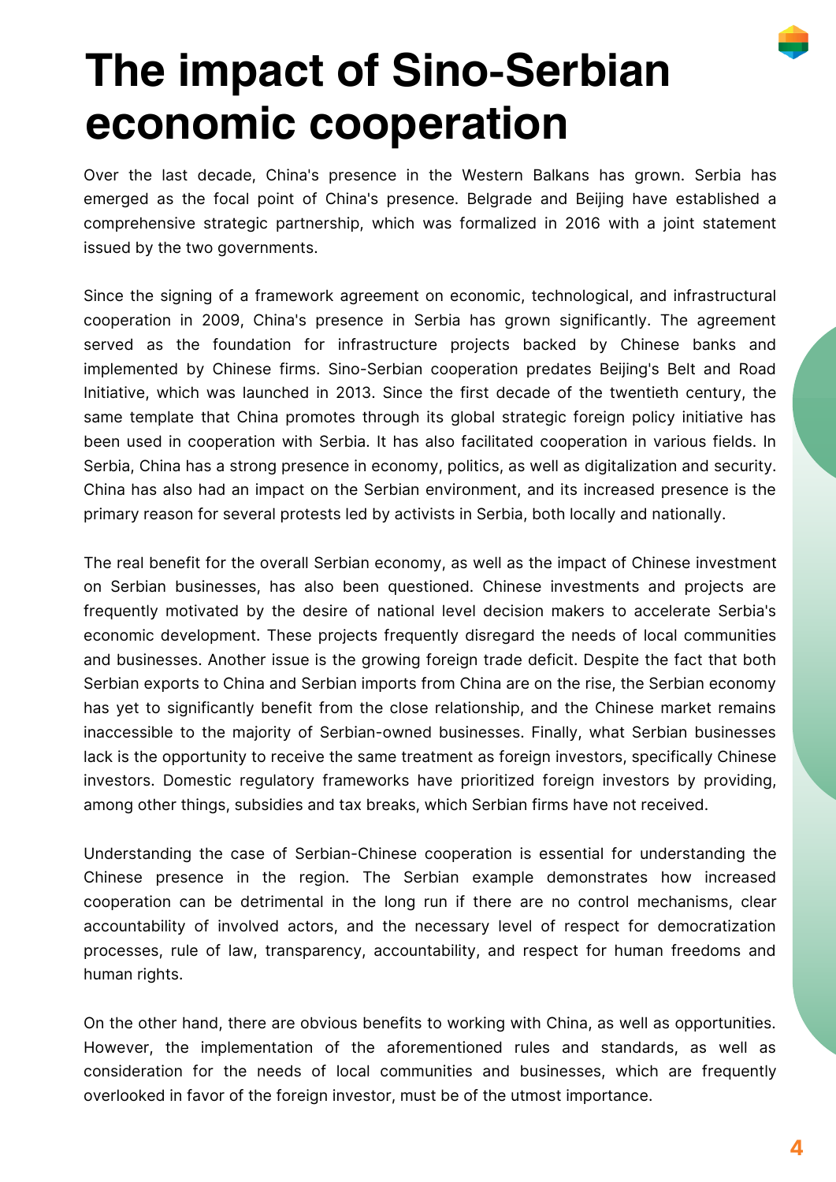# The impact of Sino-Serbian economic cooperation

Over the last decade, China's presence in the Western Balkans has grown. Serbia has emerged as the focal point of China's presence. Belgrade and Beijing have established a comprehensive strategic partnership, which was formalized in 2016 with a joint statement issued by the two governments.

Since the signing of a framework agreement on economic, technological, and infrastructural cooperation in 2009, China's presence in Serbia has grown significantly. The agreement served as the foundation for infrastructure projects backed by Chinese banks and implemented by Chinese firms. Sino-Serbian cooperation predates Beijing's Belt and Road Initiative, which was launched in 2013. Since the first decade of the twentieth century, the same template that China promotes through its global strategic foreign policy initiative has been used in cooperation with Serbia. It has also facilitated cooperation in various fields. In Serbia, China has a strong presence in economy, politics, as well as digitalization and security. China has also had an impact on the Serbian environment, and its increased presence is the primary reason for several protests led by activists in Serbia, both locally and nationally.

The real benefit for the overall Serbian economy, as well as the impact of Chinese investment on Serbian businesses, has also been questioned. Chinese investments and projects are frequently motivated by the desire of national level decision makers to accelerate Serbia's economic development. These projects frequently disregard the needs of local communities and businesses. Another issue is the growing foreign trade deficit. Despite the fact that both Serbian exports to China and Serbian imports from China are on the rise, the Serbian economy has yet to significantly benefit from the close relationship, and the Chinese market remains inaccessible to the majority of Serbian-owned businesses. Finally, what Serbian businesses lack is the opportunity to receive the same treatment as foreign investors, specifically Chinese investors. Domestic regulatory frameworks have prioritized foreign investors by providing, among other things, subsidies and tax breaks, which Serbian firms have not received.

Understanding the case of Serbian-Chinese cooperation is essential for understanding the Chinese presence in the region. The Serbian example demonstrates how increased cooperation can be detrimental in the long run if there are no control mechanisms, clear accountability of involved actors, and the necessary level of respect for democratization processes, rule of law, transparency, accountability, and respect for human freedoms and human rights.

On the other hand, there are obvious benefits to working with China, as well as opportunities. However, the implementation of the aforementioned rules and standards, as well as consideration for the needs of local communities and businesses, which are frequently overlooked in favor of the foreign investor, must be of the utmost importance.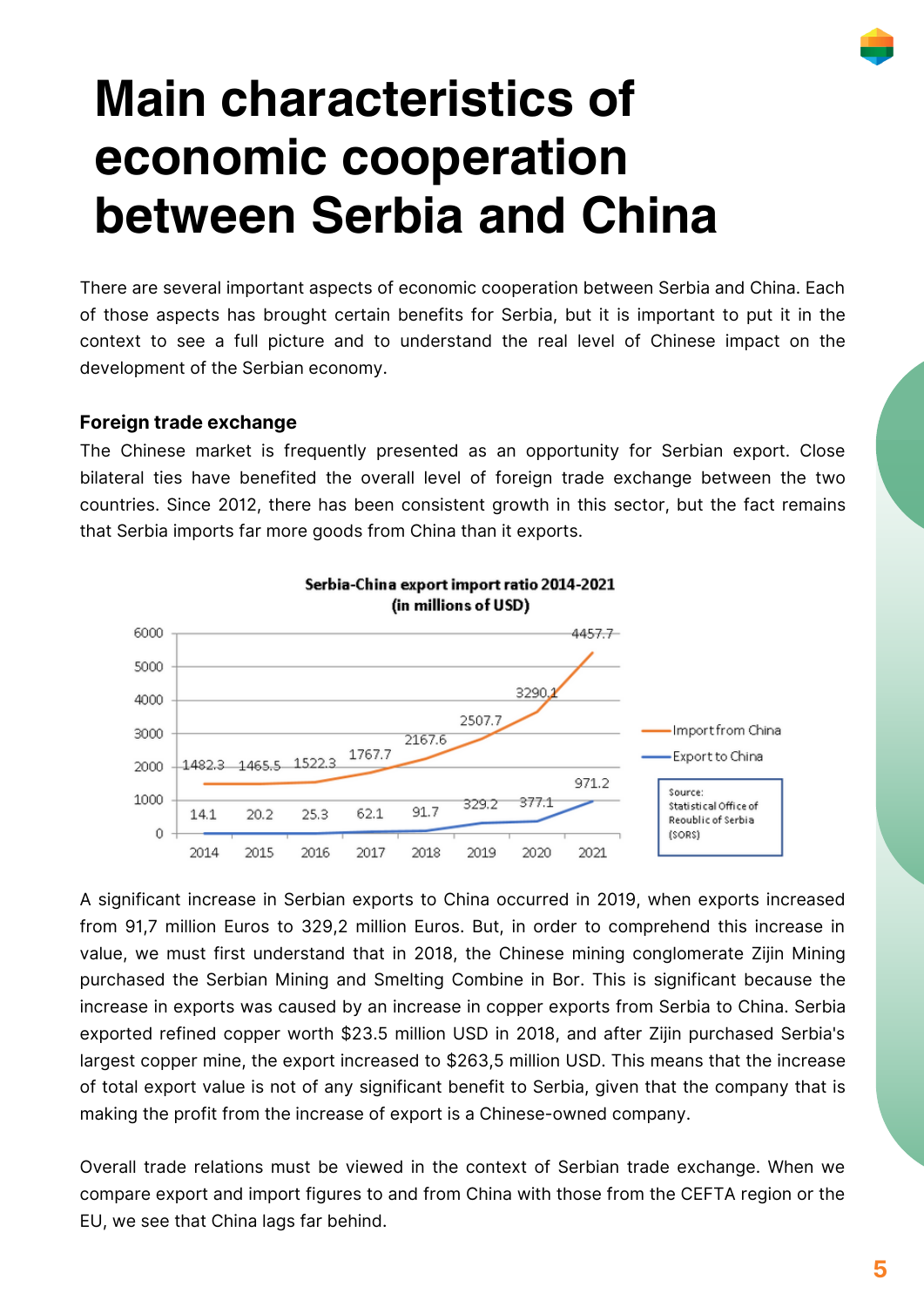# Main characteristics of economic cooperation between Serbia and China

There are several important aspects of economic cooperation between Serbia and China. Each of those aspects has brought certain benefits for Serbia, but it is important to put it in the context to see a full picture and to understand the real level of Chinese impact on the development of the Serbian economy.

**Foreign trade exchange**

The Chinese market is frequently presented as an opportunity for Serbian export. Close bilateral ties have benefited the overall level of foreign trade exchange between the two countries. Since 2012, there has been consistent growth in this sector, but the fact remains that Serbia imports far more goods from China than it exports.

**Serbia-China export import ratio 2014-2021 (in millions of USD)**

| Year | Import from China | Export to China |
|---|---|---|
| 2014 | 1482.3 | 14.1 |
| 2015 | 1465.5 | 20.2 |
| 2016 | 1522.3 | 25.3 |
| 2017 | 1767.7 | 62.1 |
| 2018 | 2167.6 | 91.7 |
| 2019 | 2507.7 | 329.2 |
| 2020 | 3290.1 | 377.1 |
| 2021 | 4457.7 | 971.2 |

Source: Statistical Office of Reoublic of Serbia (SORS)

A significant increase in Serbian exports to China occurred in 2019, when exports increased from 91,7 million Euros to 329,2 million Euros. But, in order to comprehend this increase in value, we must first understand that in 2018, the Chinese mining conglomerate Zijin Mining purchased the Serbian Mining and Smelting Combine in Bor. This is significant because the increase in exports was caused by an increase in copper exports from Serbia to China. Serbia exported refined copper worth $23.5 million USD in 2018, and after Zijin purchased Serbia's largest copper mine, the export increased to $263,5 million USD. This means that the increase of total export value is not of any significant benefit to Serbia, given that the company that is making the profit from the increase of export is a Chinese-owned company.

Overall trade relations must be viewed in the context of Serbian trade exchange. When we compare export and import figures to and from China with those from the CEFTA region or the EU, we see that China lags far behind.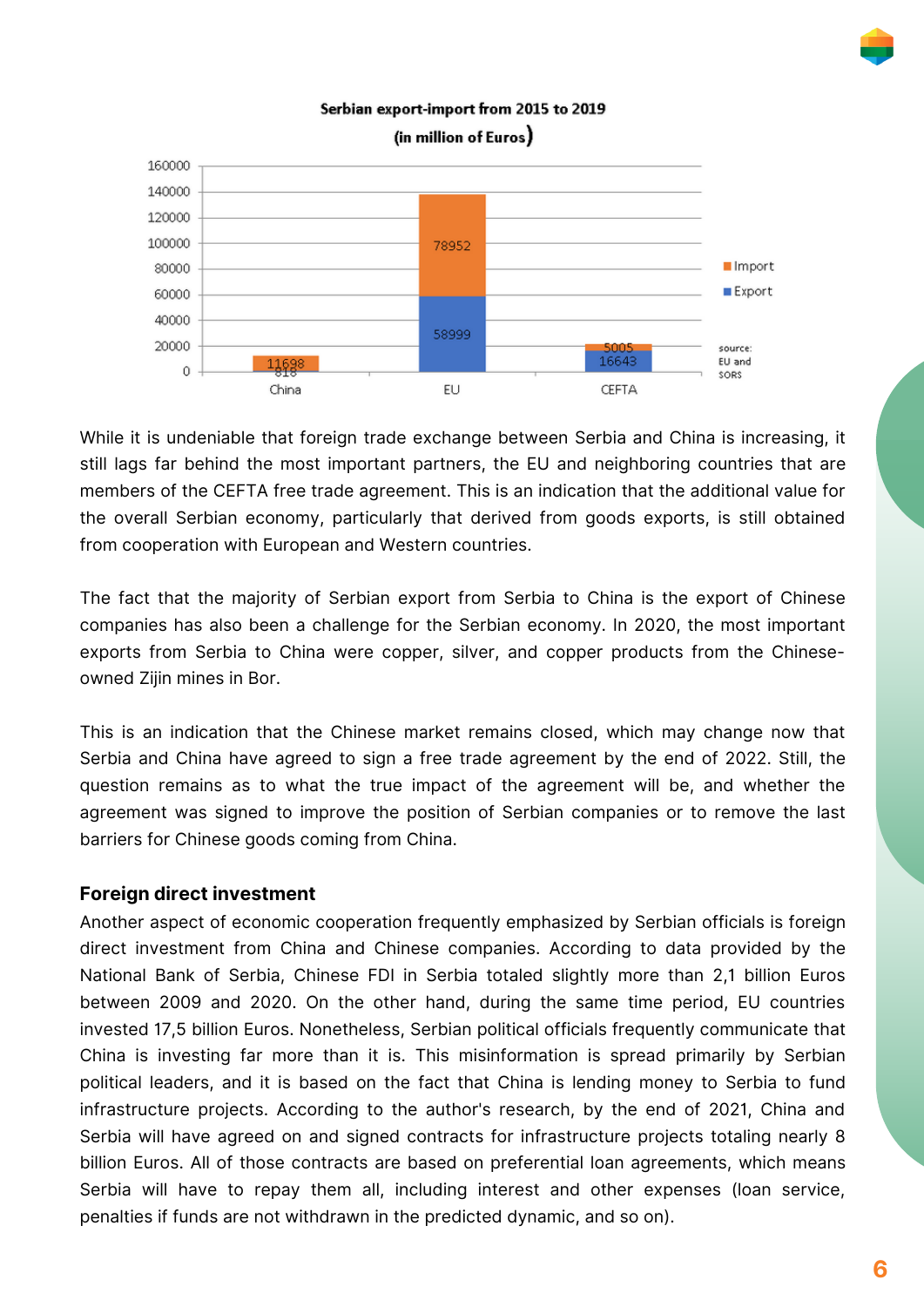**Serbian export-import from 2015 to 2019**
**(in million of Euros)**

| | China | EU | CEFTA |
|---|---|---|---|
| Import | 11698 | 78952 | 5005 |
| Export | 818 | 58999 | 16643 |

source: EU and SORS

While it is undeniable that foreign trade exchange between Serbia and China is increasing, it still lags far behind the most important partners, the EU and neighboring countries that are members of the CEFTA free trade agreement. This is an indication that the additional value for the overall Serbian economy, particularly that derived from goods exports, is still obtained from cooperation with European and Western countries.

The fact that the majority of Serbian export from Serbia to China is the export of Chinese companies has also been a challenge for the Serbian economy. In 2020, the most important exports from Serbia to China were copper, silver, and copper products from the Chinese-owned Zijin mines in Bor.

This is an indication that the Chinese market remains closed, which may change now that Serbia and China have agreed to sign a free trade agreement by the end of 2022. Still, the question remains as to what the true impact of the agreement will be, and whether the agreement was signed to improve the position of Serbian companies or to remove the last barriers for Chinese goods coming from China.

**Foreign direct investment**

Another aspect of economic cooperation frequently emphasized by Serbian officials is foreign direct investment from China and Chinese companies. According to data provided by the National Bank of Serbia, Chinese FDI in Serbia totaled slightly more than 2,1 billion Euros between 2009 and 2020. On the other hand, during the same time period, EU countries invested 17,5 billion Euros. Nonetheless, Serbian political officials frequently communicate that China is investing far more than it is. This misinformation is spread primarily by Serbian political leaders, and it is based on the fact that China is lending money to Serbia to fund infrastructure projects. According to the author's research, by the end of 2021, China and Serbia will have agreed on and signed contracts for infrastructure projects totaling nearly 8 billion Euros. All of those contracts are based on preferential loan agreements, which means Serbia will have to repay them all, including interest and other expenses (loan service, penalties if funds are not withdrawn in the predicted dynamic, and so on).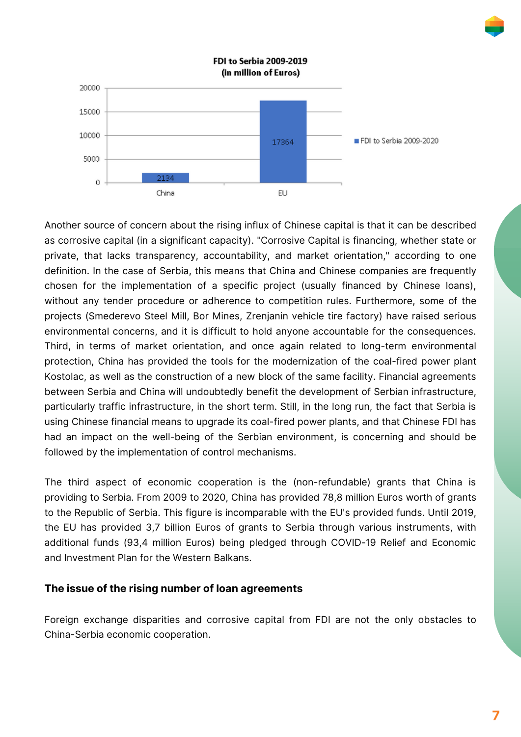**FDI to Serbia 2009-2019**
**(in million of Euros)**

| | FDI to Serbia 2009-2020 |
|---|---|
| China | 2134 |
| EU | 17364 |

Another source of concern about the rising influx of Chinese capital is that it can be described as corrosive capital (in a significant capacity). "Corrosive Capital is financing, whether state or private, that lacks transparency, accountability, and market orientation," according to one definition. In the case of Serbia, this means that China and Chinese companies are frequently chosen for the implementation of a specific project (usually financed by Chinese loans), without any tender procedure or adherence to competition rules. Furthermore, some of the projects (Smederevo Steel Mill, Bor Mines, Zrenjanin vehicle tire factory) have raised serious environmental concerns, and it is difficult to hold anyone accountable for the consequences. Third, in terms of market orientation, and once again related to long-term environmental protection, China has provided the tools for the modernization of the coal-fired power plant Kostolac, as well as the construction of a new block of the same facility. Financial agreements between Serbia and China will undoubtedly benefit the development of Serbian infrastructure, particularly traffic infrastructure, in the short term. Still, in the long run, the fact that Serbia is using Chinese financial means to upgrade its coal-fired power plants, and that Chinese FDI has had an impact on the well-being of the Serbian environment, is concerning and should be followed by the implementation of control mechanisms.

The third aspect of economic cooperation is the (non-refundable) grants that China is providing to Serbia. From 2009 to 2020, China has provided 78,8 million Euros worth of grants to the Republic of Serbia. This figure is incomparable with the EU's provided funds. Until 2019, the EU has provided 3,7 billion Euros of grants to Serbia through various instruments, with additional funds (93,4 million Euros) being pledged through COVID-19 Relief and Economic and Investment Plan for the Western Balkans.

### The issue of the rising number of loan agreements

Foreign exchange disparities and corrosive capital from FDI are not the only obstacles to China-Serbia economic cooperation.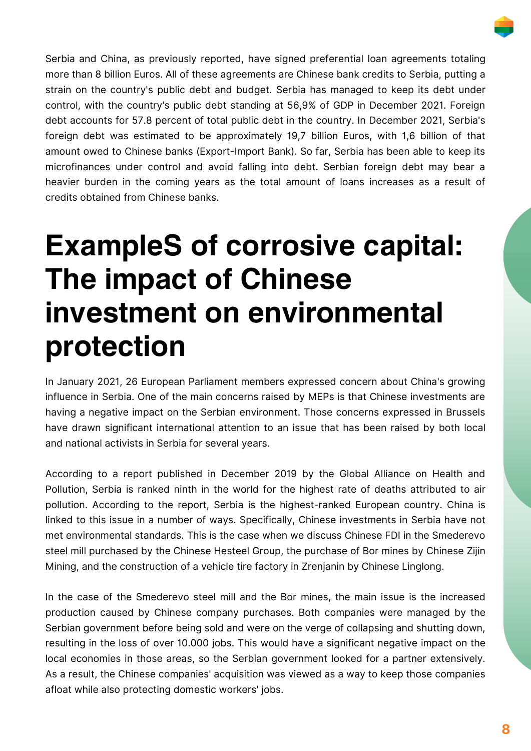Serbia and China, as previously reported, have signed preferential loan agreements totaling more than 8 billion Euros. All of these agreements are Chinese bank credits to Serbia, putting a strain on the country's public debt and budget. Serbia has managed to keep its debt under control, with the country's public debt standing at 56,9% of GDP in December 2021. Foreign debt accounts for 57.8 percent of total public debt in the country. In December 2021, Serbia's foreign debt was estimated to be approximately 19,7 billion Euros, with 1,6 billion of that amount owed to Chinese banks (Export-Import Bank). So far, Serbia has been able to keep its microfinances under control and avoid falling into debt. Serbian foreign debt may bear a heavier burden in the coming years as the total amount of loans increases as a result of credits obtained from Chinese banks.

# ExampleS of corrosive capital: The impact of Chinese investment on environmental protection

In January 2021, 26 European Parliament members expressed concern about China's growing influence in Serbia. One of the main concerns raised by MEPs is that Chinese investments are having a negative impact on the Serbian environment. Those concerns expressed in Brussels have drawn significant international attention to an issue that has been raised by both local and national activists in Serbia for several years.

According to a report published in December 2019 by the Global Alliance on Health and Pollution, Serbia is ranked ninth in the world for the highest rate of deaths attributed to air pollution. According to the report, Serbia is the highest-ranked European country. China is linked to this issue in a number of ways. Specifically, Chinese investments in Serbia have not met environmental standards. This is the case when we discuss Chinese FDI in the Smederevo steel mill purchased by the Chinese Hesteel Group, the purchase of Bor mines by Chinese Zijin Mining, and the construction of a vehicle tire factory in Zrenjanin by Chinese Linglong.

In the case of the Smederevo steel mill and the Bor mines, the main issue is the increased production caused by Chinese company purchases. Both companies were managed by the Serbian government before being sold and were on the verge of collapsing and shutting down, resulting in the loss of over 10.000 jobs. This would have a significant negative impact on the local economies in those areas, so the Serbian government looked for a partner extensively. As a result, the Chinese companies' acquisition was viewed as a way to keep those companies afloat while also protecting domestic workers' jobs.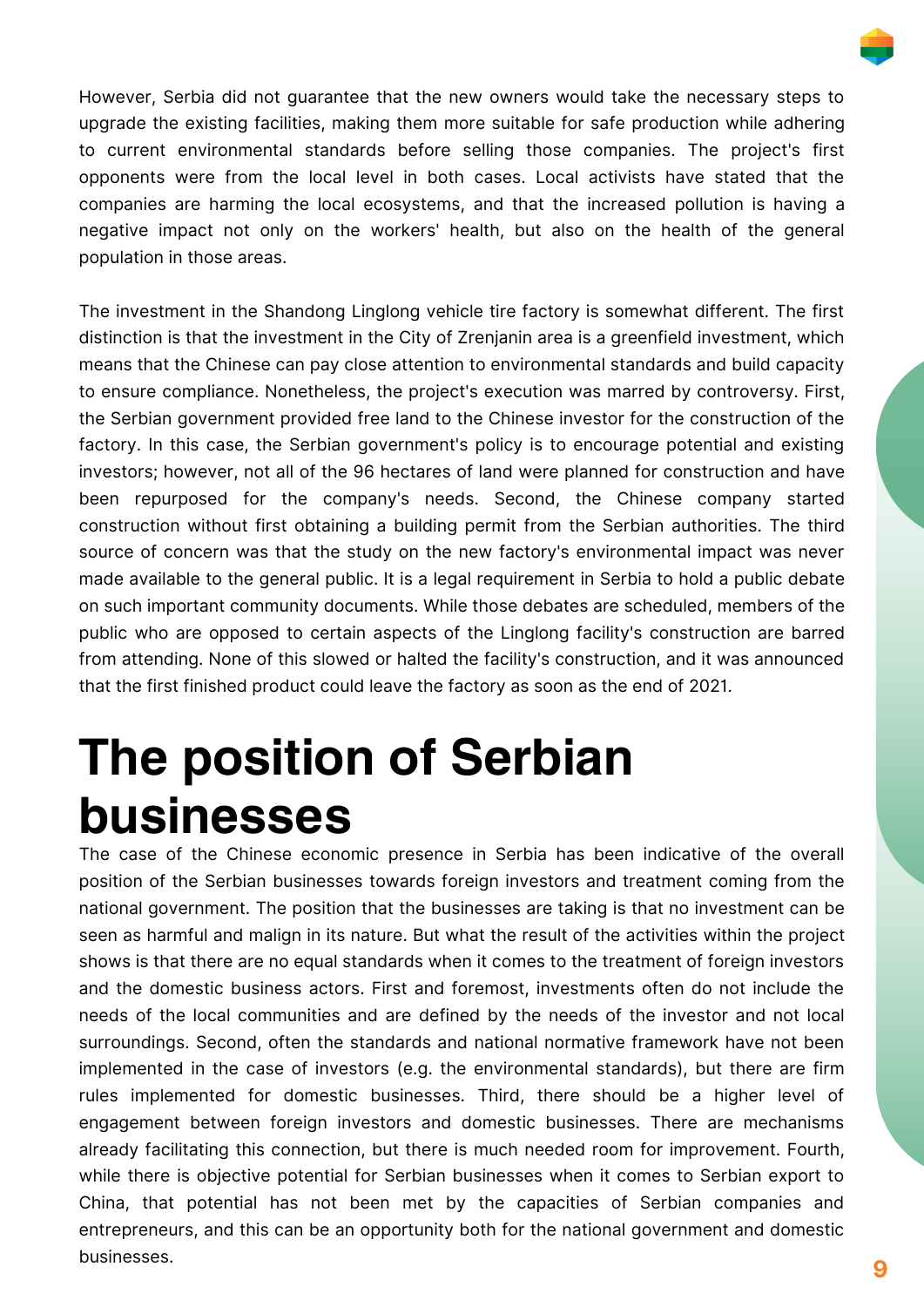However, Serbia did not guarantee that the new owners would take the necessary steps to upgrade the existing facilities, making them more suitable for safe production while adhering to current environmental standards before selling those companies. The project's first opponents were from the local level in both cases. Local activists have stated that the companies are harming the local ecosystems, and that the increased pollution is having a negative impact not only on the workers' health, but also on the health of the general population in those areas.

The investment in the Shandong Linglong vehicle tire factory is somewhat different. The first distinction is that the investment in the City of Zrenjanin area is a greenfield investment, which means that the Chinese can pay close attention to environmental standards and build capacity to ensure compliance. Nonetheless, the project's execution was marred by controversy. First, the Serbian government provided free land to the Chinese investor for the construction of the factory. In this case, the Serbian government's policy is to encourage potential and existing investors; however, not all of the 96 hectares of land were planned for construction and have been repurposed for the company's needs. Second, the Chinese company started construction without first obtaining a building permit from the Serbian authorities. The third source of concern was that the study on the new factory's environmental impact was never made available to the general public. It is a legal requirement in Serbia to hold a public debate on such important community documents. While those debates are scheduled, members of the public who are opposed to certain aspects of the Linglong facility's construction are barred from attending. None of this slowed or halted the facility's construction, and it was announced that the first finished product could leave the factory as soon as the end of 2021.

# The position of Serbian businesses

The case of the Chinese economic presence in Serbia has been indicative of the overall position of the Serbian businesses towards foreign investors and treatment coming from the national government. The position that the businesses are taking is that no investment can be seen as harmful and malign in its nature. But what the result of the activities within the project shows is that there are no equal standards when it comes to the treatment of foreign investors and the domestic business actors. First and foremost, investments often do not include the needs of the local communities and are defined by the needs of the investor and not local surroundings. Second, often the standards and national normative framework have not been implemented in the case of investors (e.g. the environmental standards), but there are firm rules implemented for domestic businesses. Third, there should be a higher level of engagement between foreign investors and domestic businesses. There are mechanisms already facilitating this connection, but there is much needed room for improvement. Fourth, while there is objective potential for Serbian businesses when it comes to Serbian export to China, that potential has not been met by the capacities of Serbian companies and entrepreneurs, and this can be an opportunity both for the national government and domestic businesses.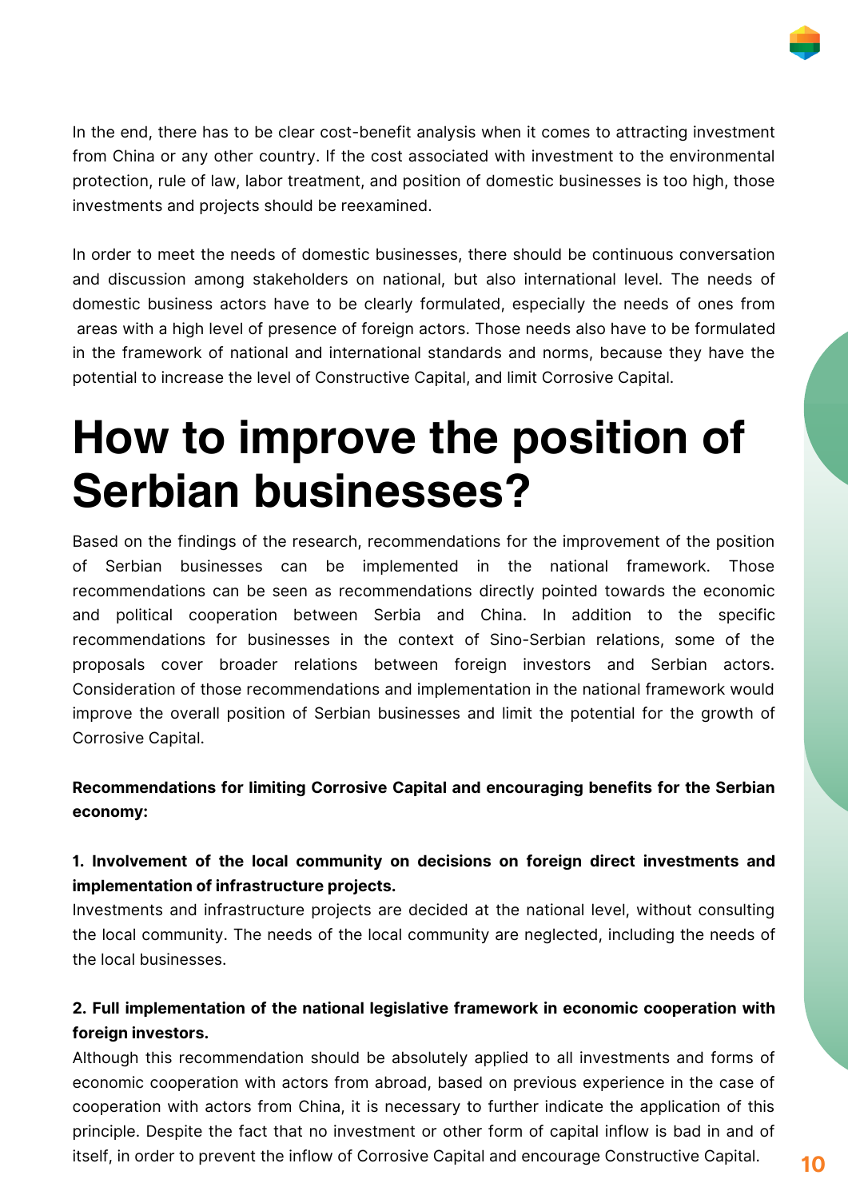In the end, there has to be clear cost-benefit analysis when it comes to attracting investment from China or any other country. If the cost associated with investment to the environmental protection, rule of law, labor treatment, and position of domestic businesses is too high, those investments and projects should be reexamined.

In order to meet the needs of domestic businesses, there should be continuous conversation and discussion among stakeholders on national, but also international level. The needs of domestic business actors have to be clearly formulated, especially the needs of ones from areas with a high level of presence of foreign actors. Those needs also have to be formulated in the framework of national and international standards and norms, because they have the potential to increase the level of Constructive Capital, and limit Corrosive Capital.

# How to improve the position of Serbian businesses?

Based on the findings of the research, recommendations for the improvement of the position of Serbian businesses can be implemented in the national framework. Those recommendations can be seen as recommendations directly pointed towards the economic and political cooperation between Serbia and China. In addition to the specific recommendations for businesses in the context of Sino-Serbian relations, some of the proposals cover broader relations between foreign investors and Serbian actors. Consideration of those recommendations and implementation in the national framework would improve the overall position of Serbian businesses and limit the potential for the growth of Corrosive Capital.

**Recommendations for limiting Corrosive Capital and encouraging benefits for the Serbian economy:**

**1. Involvement of the local community on decisions on foreign direct investments and implementation of infrastructure projects.**

Investments and infrastructure projects are decided at the national level, without consulting the local community. The needs of the local community are neglected, including the needs of the local businesses.

**2. Full implementation of the national legislative framework in economic cooperation with foreign investors.**

Although this recommendation should be absolutely applied to all investments and forms of economic cooperation with actors from abroad, based on previous experience in the case of cooperation with actors from China, it is necessary to further indicate the application of this principle. Despite the fact that no investment or other form of capital inflow is bad in and of itself, in order to prevent the inflow of Corrosive Capital and encourage Constructive Capital.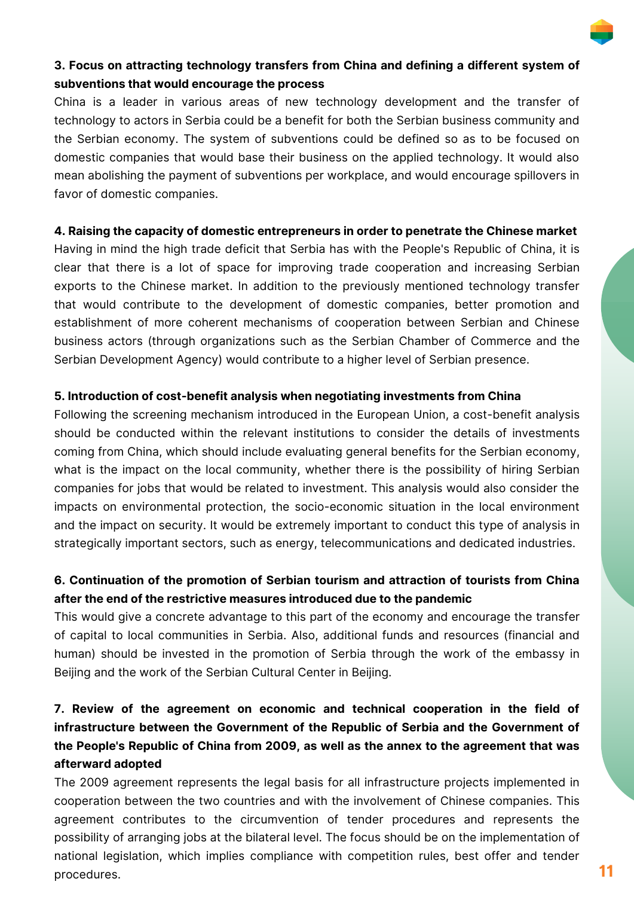**3. Focus on attracting technology transfers from China and defining a different system of subventions that would encourage the process**

China is a leader in various areas of new technology development and the transfer of technology to actors in Serbia could be a benefit for both the Serbian business community and the Serbian economy. The system of subventions could be defined so as to be focused on domestic companies that would base their business on the applied technology. It would also mean abolishing the payment of subventions per workplace, and would encourage spillovers in favor of domestic companies.

**4. Raising the capacity of domestic entrepreneurs in order to penetrate the Chinese market**

Having in mind the high trade deficit that Serbia has with the People's Republic of China, it is clear that there is a lot of space for improving trade cooperation and increasing Serbian exports to the Chinese market. In addition to the previously mentioned technology transfer that would contribute to the development of domestic companies, better promotion and establishment of more coherent mechanisms of cooperation between Serbian and Chinese business actors (through organizations such as the Serbian Chamber of Commerce and the Serbian Development Agency) would contribute to a higher level of Serbian presence.

**5. Introduction of cost-benefit analysis when negotiating investments from China**

Following the screening mechanism introduced in the European Union, a cost-benefit analysis should be conducted within the relevant institutions to consider the details of investments coming from China, which should include evaluating general benefits for the Serbian economy, what is the impact on the local community, whether there is the possibility of hiring Serbian companies for jobs that would be related to investment. This analysis would also consider the impacts on environmental protection, the socio-economic situation in the local environment and the impact on security. It would be extremely important to conduct this type of analysis in strategically important sectors, such as energy, telecommunications and dedicated industries.

**6. Continuation of the promotion of Serbian tourism and attraction of tourists from China after the end of the restrictive measures introduced due to the pandemic**

This would give a concrete advantage to this part of the economy and encourage the transfer of capital to local communities in Serbia. Also, additional funds and resources (financial and human) should be invested in the promotion of Serbia through the work of the embassy in Beijing and the work of the Serbian Cultural Center in Beijing.

**7. Review of the agreement on economic and technical cooperation in the field of infrastructure between the Government of the Republic of Serbia and the Government of the People's Republic of China from 2009, as well as the annex to the agreement that was afterward adopted**

The 2009 agreement represents the legal basis for all infrastructure projects implemented in cooperation between the two countries and with the involvement of Chinese companies. This agreement contributes to the circumvention of tender procedures and represents the possibility of arranging jobs at the bilateral level. The focus should be on the implementation of national legislation, which implies compliance with competition rules, best offer and tender procedures.